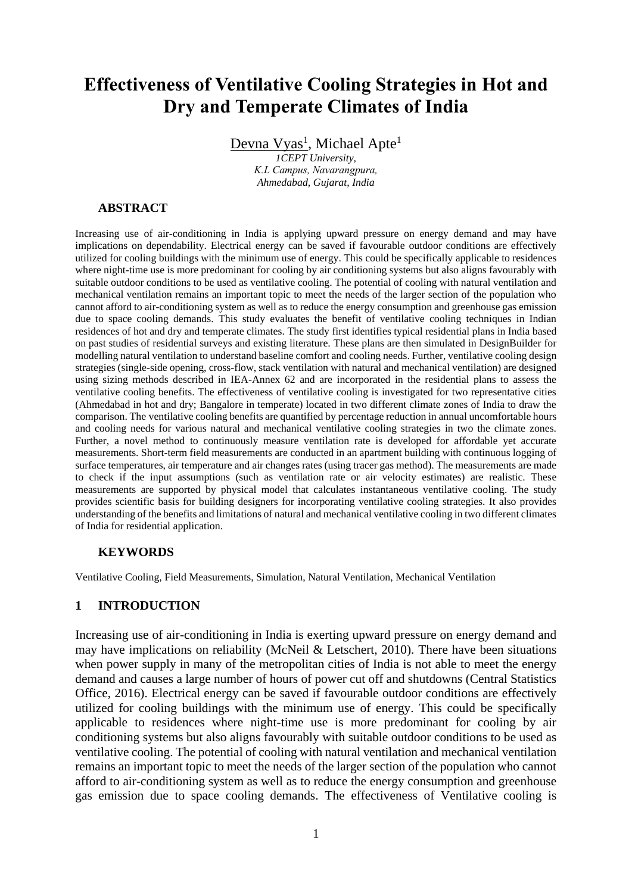# Effectiveness of Ventilative Cooling Strategies in Hot and Dry and Temperate Climates of India

Devna Vyas[1], Michael Apte[1]

*1CEPT University,*
*K.L Campus, Navarangpura,*
*Ahmedabad, Gujarat, India*

## ABSTRACT

Increasing use of air-conditioning in India is applying upward pressure on energy demand and may have implications on dependability. Electrical energy can be saved if favourable outdoor conditions are effectively utilized for cooling buildings with the minimum use of energy. This could be specifically applicable to residences where night-time use is more predominant for cooling by air conditioning systems but also aligns favourably with suitable outdoor conditions to be used as ventilative cooling. The potential of cooling with natural ventilation and mechanical ventilation remains an important topic to meet the needs of the larger section of the population who cannot afford to air-conditioning system as well as to reduce the energy consumption and greenhouse gas emission due to space cooling demands. This study evaluates the benefit of ventilative cooling techniques in Indian residences of hot and dry and temperate climates. The study first identifies typical residential plans in India based on past studies of residential surveys and existing literature. These plans are then simulated in DesignBuilder for modelling natural ventilation to understand baseline comfort and cooling needs. Further, ventilative cooling design strategies (single-side opening, cross-flow, stack ventilation with natural and mechanical ventilation) are designed using sizing methods described in IEA-Annex 62 and are incorporated in the residential plans to assess the ventilative cooling benefits. The effectiveness of ventilative cooling is investigated for two representative cities (Ahmedabad in hot and dry; Bangalore in temperate) located in two different climate zones of India to draw the comparison. The ventilative cooling benefits are quantified by percentage reduction in annual uncomfortable hours and cooling needs for various natural and mechanical ventilative cooling strategies in two the climate zones. Further, a novel method to continuously measure ventilation rate is developed for affordable yet accurate measurements. Short-term field measurements are conducted in an apartment building with continuous logging of surface temperatures, air temperature and air changes rates (using tracer gas method). The measurements are made to check if the input assumptions (such as ventilation rate or air velocity estimates) are realistic. These measurements are supported by physical model that calculates instantaneous ventilative cooling. The study provides scientific basis for building designers for incorporating ventilative cooling strategies. It also provides understanding of the benefits and limitations of natural and mechanical ventilative cooling in two different climates of India for residential application.

## KEYWORDS

Ventilative Cooling, Field Measurements, Simulation, Natural Ventilation, Mechanical Ventilation

## 1 INTRODUCTION

Increasing use of air-conditioning in India is exerting upward pressure on energy demand and may have implications on reliability (McNeil & Letschert, 2010). There have been situations when power supply in many of the metropolitan cities of India is not able to meet the energy demand and causes a large number of hours of power cut off and shutdowns (Central Statistics Office, 2016). Electrical energy can be saved if favourable outdoor conditions are effectively utilized for cooling buildings with the minimum use of energy. This could be specifically applicable to residences where night-time use is more predominant for cooling by air conditioning systems but also aligns favourably with suitable outdoor conditions to be used as ventilative cooling. The potential of cooling with natural ventilation and mechanical ventilation remains an important topic to meet the needs of the larger section of the population who cannot afford to air-conditioning system as well as to reduce the energy consumption and greenhouse gas emission due to space cooling demands. The effectiveness of Ventilative cooling is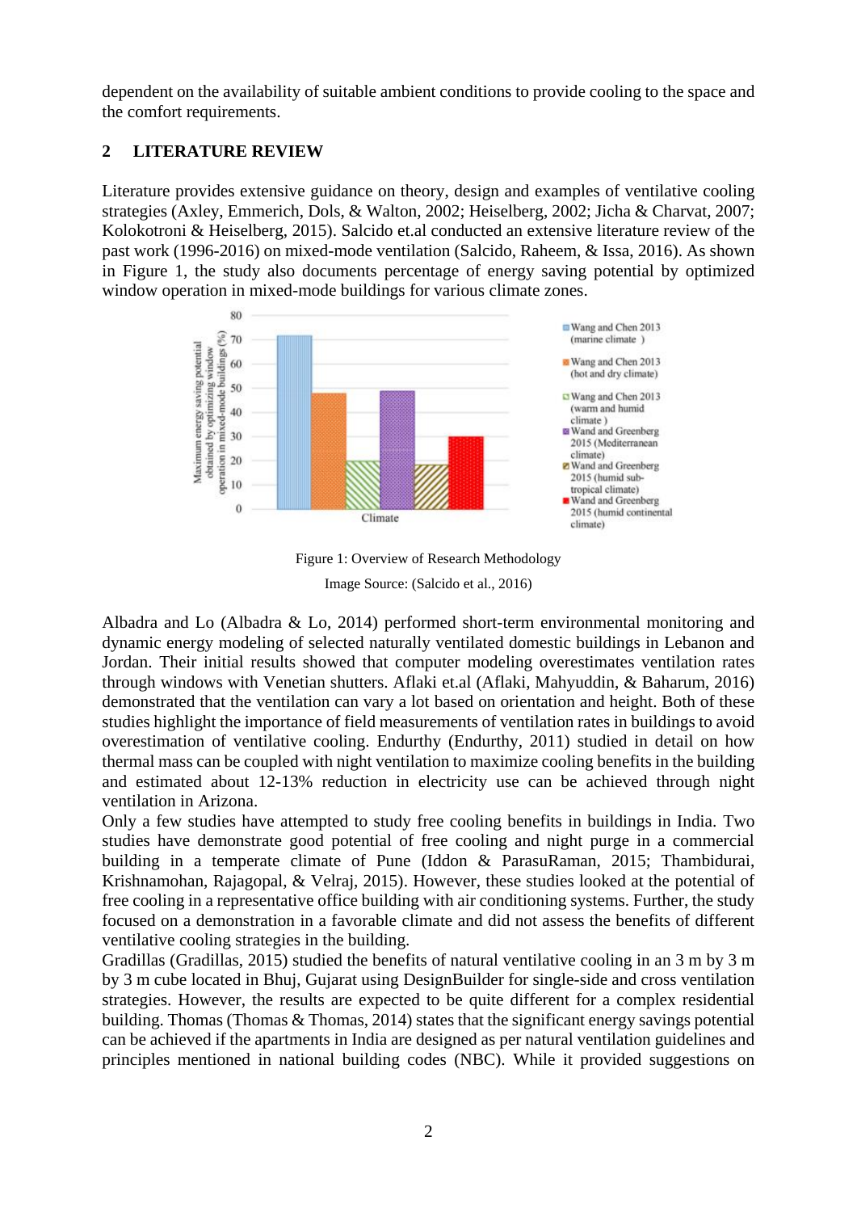dependent on the availability of suitable ambient conditions to provide cooling to the space and the comfort requirements.

## 2 LITERATURE REVIEW

Literature provides extensive guidance on theory, design and examples of ventilative cooling strategies (Axley, Emmerich, Dols, & Walton, 2002; Heiselberg, 2002; Jicha & Charvat, 2007; Kolokotroni & Heiselberg, 2015). Salcido et.al conducted an extensive literature review of the past work (1996-2016) on mixed-mode ventilation (Salcido, Raheem, & Issa, 2016). As shown in Figure 1, the study also documents percentage of energy saving potential by optimized window operation in mixed-mode buildings for various climate zones.

Figure 1: Overview of Research Methodology

Image Source: (Salcido et al., 2016)

Albadra and Lo (Albadra & Lo, 2014) performed short-term environmental monitoring and dynamic energy modeling of selected naturally ventilated domestic buildings in Lebanon and Jordan. Their initial results showed that computer modeling overestimates ventilation rates through windows with Venetian shutters. Aflaki et.al (Aflaki, Mahyuddin, & Baharum, 2016) demonstrated that the ventilation can vary a lot based on orientation and height. Both of these studies highlight the importance of field measurements of ventilation rates in buildings to avoid overestimation of ventilative cooling. Endurthy (Endurthy, 2011) studied in detail on how thermal mass can be coupled with night ventilation to maximize cooling benefits in the building and estimated about 12-13% reduction in electricity use can be achieved through night ventilation in Arizona.

Only a few studies have attempted to study free cooling benefits in buildings in India. Two studies have demonstrate good potential of free cooling and night purge in a commercial building in a temperate climate of Pune (Iddon & ParasuRaman, 2015; Thambidurai, Krishnamohan, Rajagopal, & Velraj, 2015). However, these studies looked at the potential of free cooling in a representative office building with air conditioning systems. Further, the study focused on a demonstration in a favorable climate and did not assess the benefits of different ventilative cooling strategies in the building.

Gradillas (Gradillas, 2015) studied the benefits of natural ventilative cooling in an 3 m by 3 m by 3 m cube located in Bhuj, Gujarat using DesignBuilder for single-side and cross ventilation strategies. However, the results are expected to be quite different for a complex residential building. Thomas (Thomas & Thomas, 2014) states that the significant energy savings potential can be achieved if the apartments in India are designed as per natural ventilation guidelines and principles mentioned in national building codes (NBC). While it provided suggestions on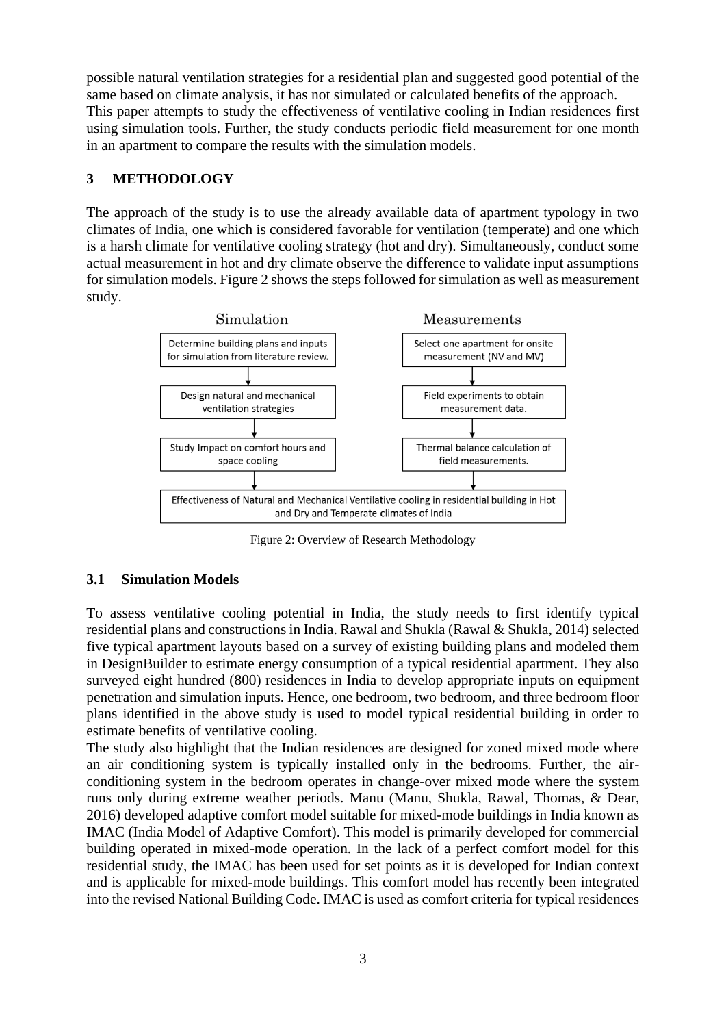possible natural ventilation strategies for a residential plan and suggested good potential of the same based on climate analysis, it has not simulated or calculated benefits of the approach.
This paper attempts to study the effectiveness of ventilative cooling in Indian residences first using simulation tools. Further, the study conducts periodic field measurement for one month in an apartment to compare the results with the simulation models.

## 3 METHODOLOGY

The approach of the study is to use the already available data of apartment typology in two climates of India, one which is considered favorable for ventilation (temperate) and one which is a harsh climate for ventilative cooling strategy (hot and dry). Simultaneously, conduct some actual measurement in hot and dry climate observe the difference to validate input assumptions for simulation models. Figure 2 shows the steps followed for simulation as well as measurement study.

Simulation

Determine building plans and inputs for simulation from literature review.

Design natural and mechanical ventilation strategies

Study Impact on comfort hours and space cooling

Measurements

Select one apartment for onsite measurement (NV and MV)

Field experiments to obtain measurement data.

Thermal balance calculation of field measurements.

Effectiveness of Natural and Mechanical Ventilative cooling in residential building in Hot and Dry and Temperate climates of India

Figure 2: Overview of Research Methodology

### 3.1 Simulation Models

To assess ventilative cooling potential in India, the study needs to first identify typical residential plans and constructions in India. Rawal and Shukla (Rawal & Shukla, 2014) selected five typical apartment layouts based on a survey of existing building plans and modeled them in DesignBuilder to estimate energy consumption of a typical residential apartment. They also surveyed eight hundred (800) residences in India to develop appropriate inputs on equipment penetration and simulation inputs. Hence, one bedroom, two bedroom, and three bedroom floor plans identified in the above study is used to model typical residential building in order to estimate benefits of ventilative cooling.
The study also highlight that the Indian residences are designed for zoned mixed mode where an air conditioning system is typically installed only in the bedrooms. Further, the air-conditioning system in the bedroom operates in change-over mixed mode where the system runs only during extreme weather periods. Manu (Manu, Shukla, Rawal, Thomas, & Dear, 2016) developed adaptive comfort model suitable for mixed-mode buildings in India known as IMAC (India Model of Adaptive Comfort). This model is primarily developed for commercial building operated in mixed-mode operation. In the lack of a perfect comfort model for this residential study, the IMAC has been used for set points as it is developed for Indian context and is applicable for mixed-mode buildings. This comfort model has recently been integrated into the revised National Building Code. IMAC is used as comfort criteria for typical residences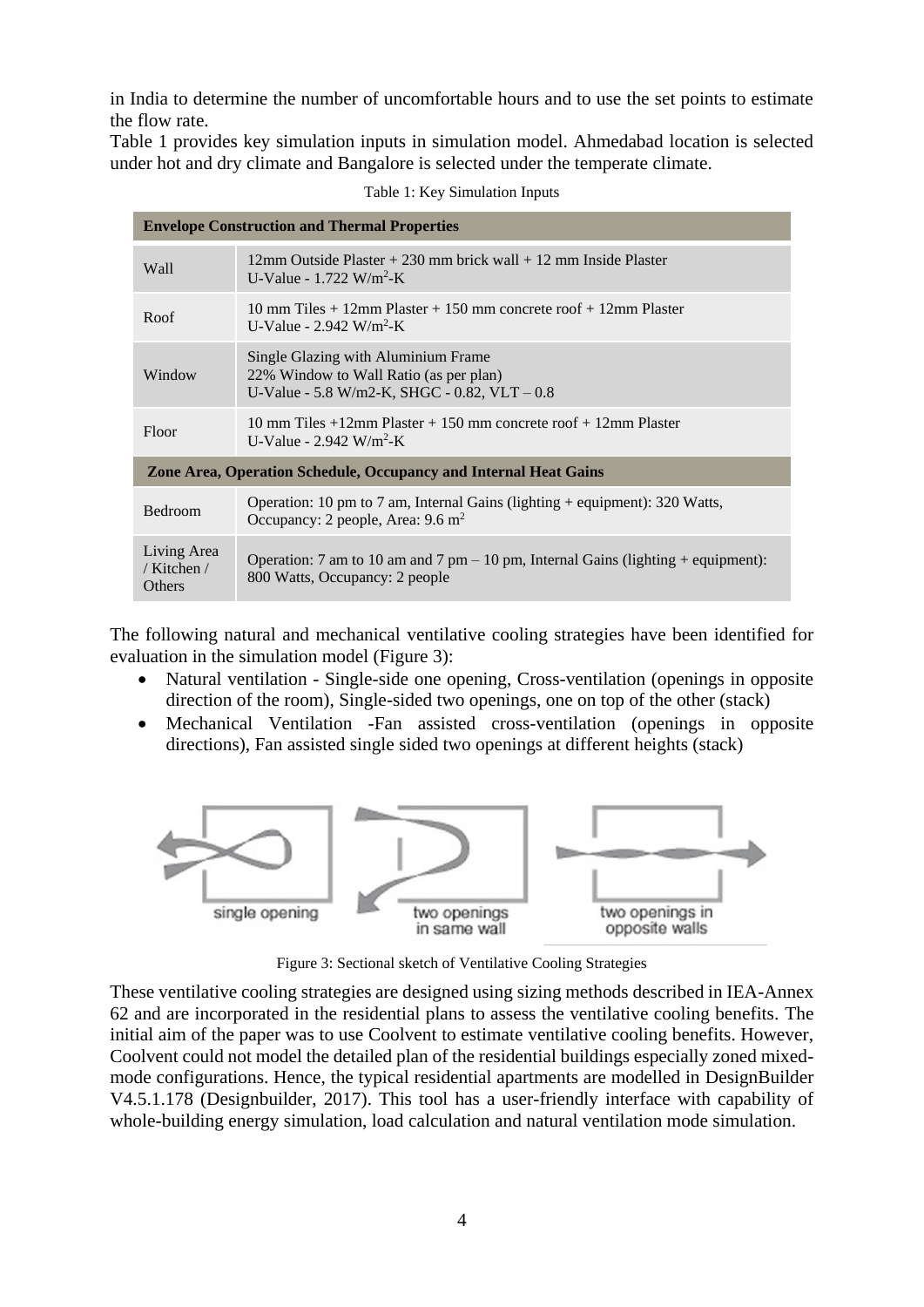in India to determine the number of uncomfortable hours and to use the set points to estimate the flow rate.
Table 1 provides key simulation inputs in simulation model. Ahmedabad location is selected under hot and dry climate and Bangalore is selected under the temperate climate.

Table 1: Key Simulation Inputs

| **Envelope Construction and Thermal Properties** | |
|---|---|
| Wall | 12mm Outside Plaster + 230 mm brick wall + 12 mm Inside Plaster<br>U-Value - 1.722 $W/m^2$-K |
| Roof | 10 mm Tiles + 12mm Plaster + 150 mm concrete roof + 12mm Plaster<br>U-Value - 2.942 $W/m^2$-K |
| Window | Single Glazing with Aluminium Frame<br>22% Window to Wall Ratio (as per plan)<br>U-Value - 5.8 W/m2-K, SHGC - 0.82, VLT – 0.8 |
| Floor | 10 mm Tiles +12mm Plaster + 150 mm concrete roof + 12mm Plaster<br>U-Value - 2.942 $W/m^2$-K |
| **Zone Area, Operation Schedule, Occupancy and Internal Heat Gains** | |
| Bedroom | Operation: 10 pm to 7 am, Internal Gains (lighting + equipment): 320 Watts, Occupancy: 2 people, Area: 9.6 $m^2$ |
| Living Area / Kitchen / Others | Operation: 7 am to 10 am and 7 pm – 10 pm, Internal Gains (lighting + equipment): 800 Watts, Occupancy: 2 people |

The following natural and mechanical ventilative cooling strategies have been identified for evaluation in the simulation model (Figure 3):

- Natural ventilation - Single-side one opening, Cross-ventilation (openings in opposite direction of the room), Single-sided two openings, one on top of the other (stack)
- Mechanical Ventilation -Fan assisted cross-ventilation (openings in opposite directions), Fan assisted single sided two openings at different heights (stack)

Figure 3: Sectional sketch of Ventilative Cooling Strategies

These ventilative cooling strategies are designed using sizing methods described in IEA-Annex 62 and are incorporated in the residential plans to assess the ventilative cooling benefits. The initial aim of the paper was to use Coolvent to estimate ventilative cooling benefits. However, Coolvent could not model the detailed plan of the residential buildings especially zoned mixed-mode configurations. Hence, the typical residential apartments are modelled in DesignBuilder V4.5.1.178 (Designbuilder, 2017). This tool has a user-friendly interface with capability of whole-building energy simulation, load calculation and natural ventilation mode simulation.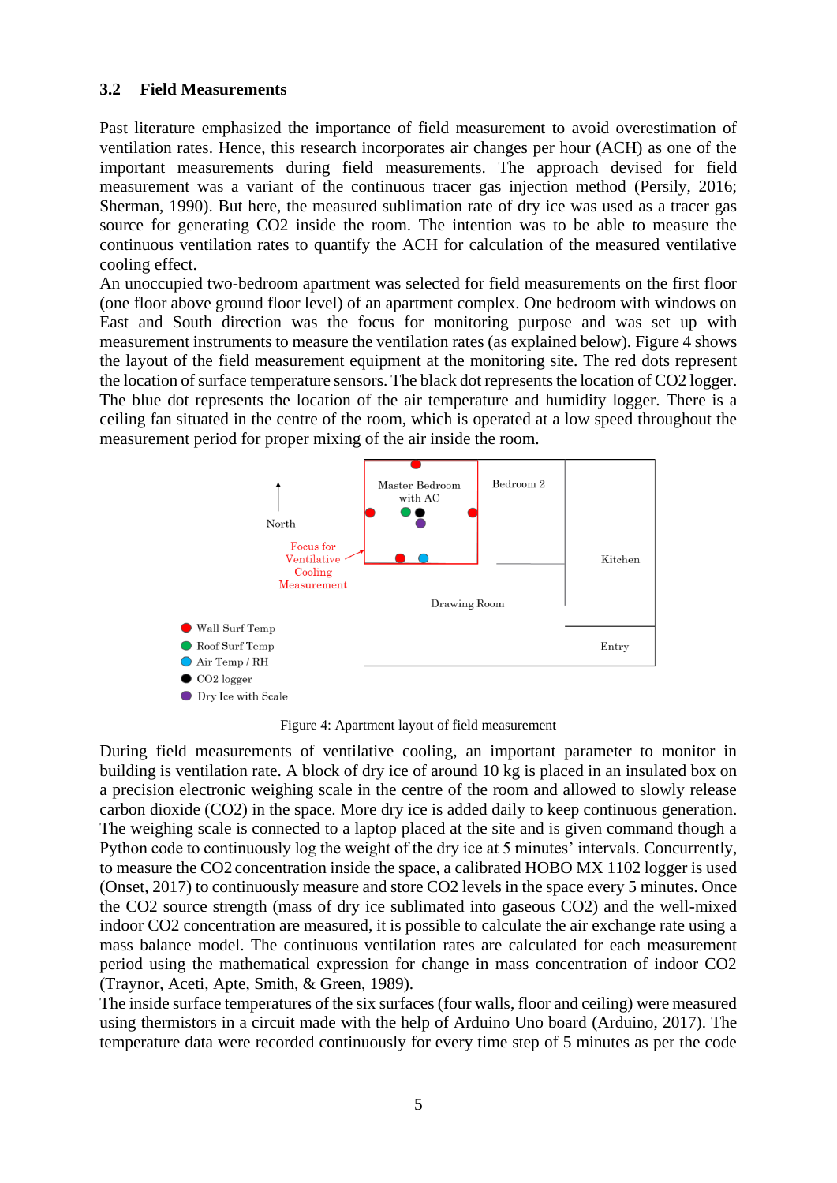### 3.2 Field Measurements

Past literature emphasized the importance of field measurement to avoid overestimation of ventilation rates. Hence, this research incorporates air changes per hour (ACH) as one of the important measurements during field measurements. The approach devised for field measurement was a variant of the continuous tracer gas injection method (Persily, 2016; Sherman, 1990). But here, the measured sublimation rate of dry ice was used as a tracer gas source for generating $CO_2$ inside the room. The intention was to be able to measure the continuous ventilation rates to quantify the ACH for calculation of the measured ventilative cooling effect.

An unoccupied two-bedroom apartment was selected for field measurements on the first floor (one floor above ground floor level) of an apartment complex. One bedroom with windows on East and South direction was the focus for monitoring purpose and was set up with measurement instruments to measure the ventilation rates (as explained below). Figure 4 shows the layout of the field measurement equipment at the monitoring site. The red dots represent the location of surface temperature sensors. The black dot represents the location of $CO_2$ logger. The blue dot represents the location of the air temperature and humidity logger. There is a ceiling fan situated in the centre of the room, which is operated at a low speed throughout the measurement period for proper mixing of the air inside the room.

Figure 4: Apartment layout of field measurement

During field measurements of ventilative cooling, an important parameter to monitor in building is ventilation rate. A block of dry ice of around 10 kg is placed in an insulated box on a precision electronic weighing scale in the centre of the room and allowed to slowly release carbon dioxide ($CO_2$) in the space. More dry ice is added daily to keep continuous generation. The weighing scale is connected to a laptop placed at the site and is given command though a Python code to continuously log the weight of the dry ice at 5 minutes' intervals. Concurrently, to measure the $CO_2$ concentration inside the space, a calibrated HOBO MX 1102 logger is used (Onset, 2017) to continuously measure and store $CO_2$ levels in the space every 5 minutes. Once the $CO_2$ source strength (mass of dry ice sublimated into gaseous $CO_2$) and the well-mixed indoor $CO_2$ concentration are measured, it is possible to calculate the air exchange rate using a mass balance model. The continuous ventilation rates are calculated for each measurement period using the mathematical expression for change in mass concentration of indoor $CO_2$ (Traynor, Aceti, Apte, Smith, & Green, 1989).

The inside surface temperatures of the six surfaces (four walls, floor and ceiling) were measured using thermistors in a circuit made with the help of Arduino Uno board (Arduino, 2017). The temperature data were recorded continuously for every time step of 5 minutes as per the code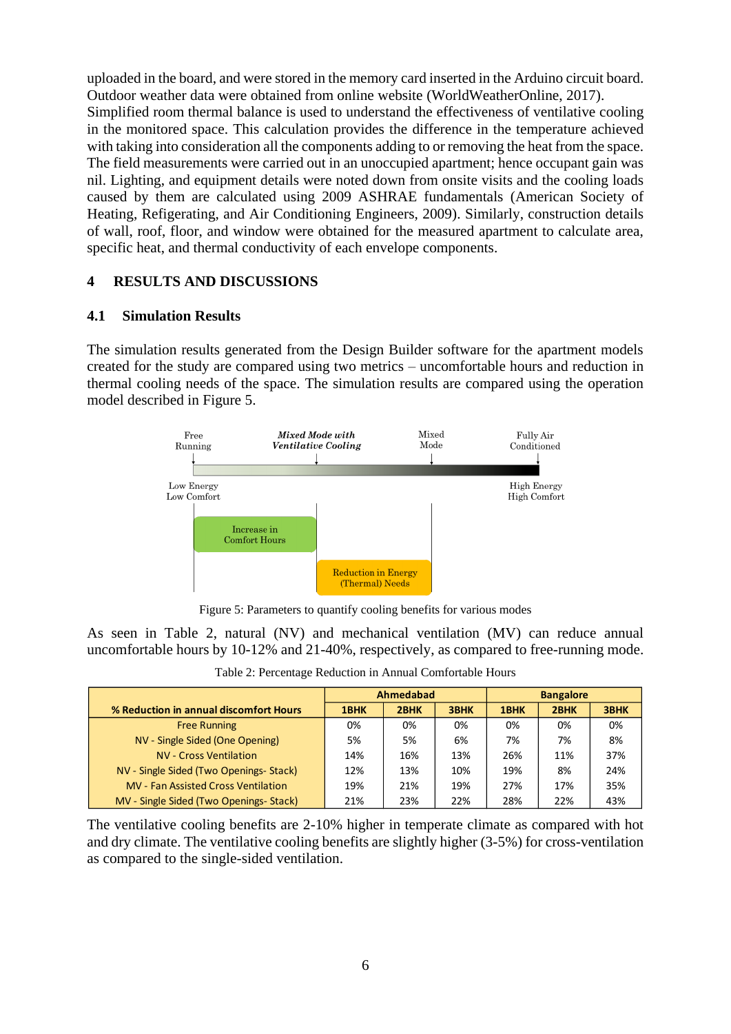uploaded in the board, and were stored in the memory card inserted in the Arduino circuit board. Outdoor weather data were obtained from online website (WorldWeatherOnline, 2017). Simplified room thermal balance is used to understand the effectiveness of ventilative cooling in the monitored space. This calculation provides the difference in the temperature achieved with taking into consideration all the components adding to or removing the heat from the space. The field measurements were carried out in an unoccupied apartment; hence occupant gain was nil. Lighting, and equipment details were noted down from onsite visits and the cooling loads caused by them are calculated using 2009 ASHRAE fundamentals (American Society of Heating, Refigerating, and Air Conditioning Engineers, 2009). Similarly, construction details of wall, roof, floor, and window were obtained for the measured apartment to calculate area, specific heat, and thermal conductivity of each envelope components.

# 4 RESULTS AND DISCUSSIONS

## 4.1 Simulation Results

The simulation results generated from the Design Builder software for the apartment models created for the study are compared using two metrics – uncomfortable hours and reduction in thermal cooling needs of the space. The simulation results are compared using the operation model described in Figure 5.

Free Running | *Mixed Mode with Ventilative Cooling* | Mixed Mode | Fully Air Conditioned

Low Energy Low Comfort | High Energy High Comfort

Increase in Comfort Hours

Reduction in Energy (Thermal) Needs

Figure 5: Parameters to quantify cooling benefits for various modes

As seen in Table 2, natural (NV) and mechanical ventilation (MV) can reduce annual uncomfortable hours by 10-12% and 21-40%, respectively, as compared to free-running mode.

Table 2: Percentage Reduction in Annual Comfortable Hours

| % Reduction in annual discomfort Hours | Ahmedabad | | | Bangalore | | |
|---|---|---|---|---|---|---|
| | 1BHK | 2BHK | 3BHK | 1BHK | 2BHK | 3BHK |
| Free Running | 0% | 0% | 0% | 0% | 0% | 0% |
| NV - Single Sided (One Opening) | 5% | 5% | 6% | 7% | 7% | 8% |
| NV - Cross Ventilation | 14% | 16% | 13% | 26% | 11% | 37% |
| NV - Single Sided (Two Openings- Stack) | 12% | 13% | 10% | 19% | 8% | 24% |
| MV - Fan Assisted Cross Ventilation | 19% | 21% | 19% | 27% | 17% | 35% |
| MV - Single Sided (Two Openings- Stack) | 21% | 23% | 22% | 28% | 22% | 43% |

The ventilative cooling benefits are 2-10% higher in temperate climate as compared with hot and dry climate. The ventilative cooling benefits are slightly higher (3-5%) for cross-ventilation as compared to the single-sided ventilation.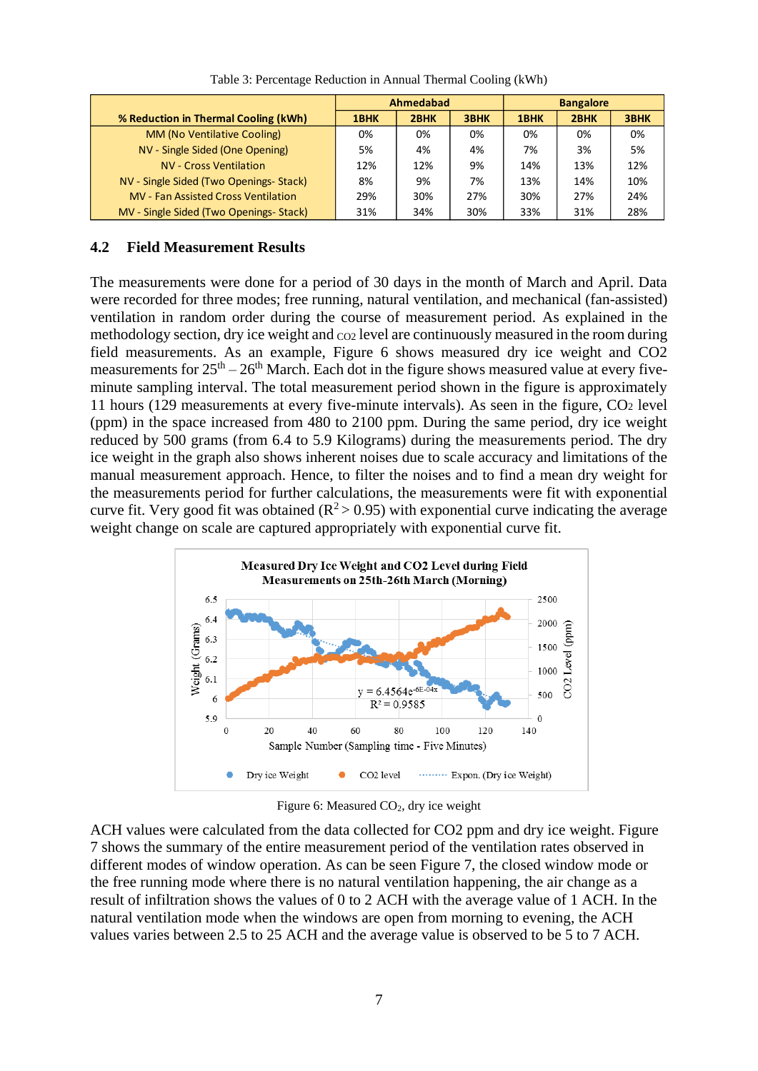Table 3: Percentage Reduction in Annual Thermal Cooling (kWh)

| % Reduction in Thermal Cooling (kWh) | Ahmedabad | | | Bangalore | | |
|---|---|---|---|---|---|---|
| | 1BHK | 2BHK | 3BHK | 1BHK | 2BHK | 3BHK |
| MM (No Ventilative Cooling) | 0% | 0% | 0% | 0% | 0% | 0% |
| NV - Single Sided (One Opening) | 5% | 4% | 4% | 7% | 3% | 5% |
| NV - Cross Ventilation | 12% | 12% | 9% | 14% | 13% | 12% |
| NV - Single Sided (Two Openings- Stack) | 8% | 9% | 7% | 13% | 14% | 10% |
| MV - Fan Assisted Cross Ventilation | 29% | 30% | 27% | 30% | 27% | 24% |
| MV - Single Sided (Two Openings- Stack) | 31% | 34% | 30% | 33% | 31% | 28% |

## 4.2 Field Measurement Results

The measurements were done for a period of 30 days in the month of March and April. Data were recorded for three modes; free running, natural ventilation, and mechanical (fan-assisted) ventilation in random order during the course of measurement period. As explained in the methodology section, dry ice weight and $CO_2$ level are continuously measured in the room during field measurements. As an example, Figure 6 shows measured dry ice weight and CO2 measurements for 25th – 26th March. Each dot in the figure shows measured value at every five-minute sampling interval. The total measurement period shown in the figure is approximately 11 hours (129 measurements at every five-minute intervals). As seen in the figure, $CO_2$ level (ppm) in the space increased from 480 to 2100 ppm. During the same period, dry ice weight reduced by 500 grams (from 6.4 to 5.9 Kilograms) during the measurements period. The dry ice weight in the graph also shows inherent noises due to scale accuracy and limitations of the manual measurement approach. Hence, to filter the noises and to find a mean dry weight for the measurements period for further calculations, the measurements were fit with exponential curve fit. Very good fit was obtained ($R^2 > 0.95$) with exponential curve indicating the average weight change on scale are captured appropriately with exponential curve fit.

Figure 6: Measured $CO_2$, dry ice weight

ACH values were calculated from the data collected for CO2 ppm and dry ice weight. Figure 7 shows the summary of the entire measurement period of the ventilation rates observed in different modes of window operation. As can be seen Figure 7, the closed window mode or the free running mode where there is no natural ventilation happening, the air change as a result of infiltration shows the values of 0 to 2 ACH with the average value of 1 ACH. In the natural ventilation mode when the windows are open from morning to evening, the ACH values varies between 2.5 to 25 ACH and the average value is observed to be 5 to 7 ACH.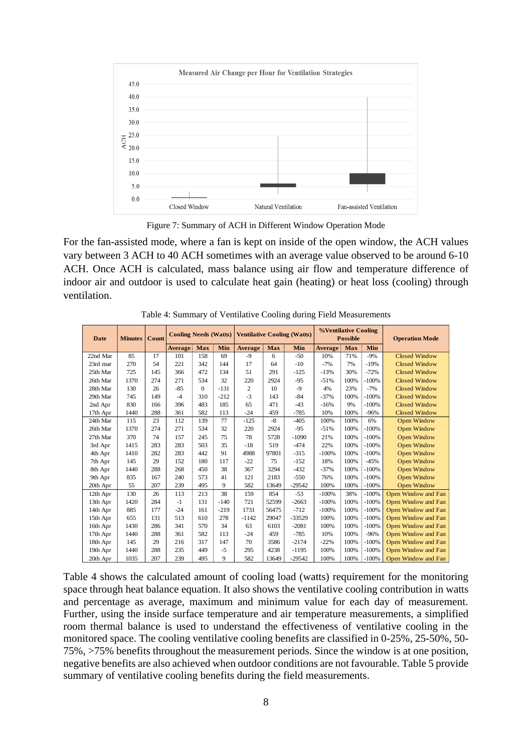Figure 7: Summary of ACH in Different Window Operation Mode

For the fan-assisted mode, where a fan is kept on inside of the open window, the ACH values vary between 3 ACH to 40 ACH sometimes with an average value observed to be around 6-10 ACH. Once ACH is calculated, mass balance using air flow and temperature difference of indoor air and outdoor is used to calculate heat gain (heating) or heat loss (cooling) through ventilation.

Table 4: Summary of Ventilative Cooling during Field Measurements

| Date | Minutes | Count | Cooling Needs (Watts) | | | Ventilative Cooling (Watts) | | | %Ventilative Cooling Possible | | | Operation Mode |
|---|---|---|---|---|---|---|---|---|---|---|---|---|
| | | | Average | Max | Min | Average | Max | Min | Average | Max | Min | |
| 22nd Mar | 85 | 17 | 101 | 158 | 69 | -9 | 6 | -50 | 10% | 71% | -9% | Closed Window |
| 23rd mar | 270 | 54 | 221 | 342 | 144 | 17 | 64 | -10 | -7% | 7% | -19% | Closed Window |
| 25th Mar | 725 | 145 | 366 | 472 | 134 | 51 | 291 | -125 | -13% | 30% | -72% | Closed Window |
| 26th Mar | 1370 | 274 | 271 | 534 | 32 | 220 | 2924 | -95 | -51% | 100% | -100% | Closed Window |
| 28th Mar | 130 | 26 | -85 | 0 | -131 | 2 | 10 | -9 | 4% | 23% | -7% | Closed Window |
| 29th Mar | 745 | 149 | -4 | 310 | -212 | -3 | 143 | -84 | -37% | 100% | -100% | Closed Window |
| 2nd Apr | 830 | 166 | 396 | 483 | 185 | 65 | 471 | -43 | -16% | 9% | -100% | Closed Window |
| 17th Apr | 1440 | 288 | 361 | 582 | 113 | -24 | 459 | -785 | 10% | 100% | -96% | Closed Window |
| 24th Mar | 115 | 23 | 112 | 139 | 77 | -125 | -8 | -405 | 100% | 100% | 6% | Open Window |
| 26th Mar | 1370 | 274 | 271 | 534 | 32 | 220 | 2924 | -95 | -51% | 100% | -100% | Open Window |
| 27th Mar | 370 | 74 | 157 | 245 | 75 | 78 | 5728 | -1090 | 21% | 100% | -100% | Open Window |
| 3rd Apr | 1415 | 283 | 283 | 503 | 35 | -18 | 519 | -474 | 22% | 100% | -100% | Open Window |
| 4th Apr | 1410 | 282 | 283 | 442 | 91 | 4988 | 97801 | -315 | -100% | 100% | -100% | Open Window |
| 7th Apr | 145 | 29 | 152 | 180 | 117 | -22 | 75 | -152 | 18% | 100% | -45% | Open Window |
| 8th Apr | 1440 | 288 | 268 | 450 | 38 | 367 | 3294 | -432 | -37% | 100% | -100% | Open Window |
| 9th Apr | 835 | 167 | 240 | 573 | 41 | 121 | 2183 | -550 | 76% | 100% | -100% | Open Window |
| 20th Apr | 55 | 207 | 239 | 495 | 9 | 582 | 13649 | -29542 | 100% | 100% | -100% | Open Window |
| 12th Apr | 130 | 26 | 113 | 213 | 38 | 159 | 854 | -53 | -100% | 38% | -100% | Open Window and Fan |
| 13th Apr | 1420 | 284 | -1 | 131 | -140 | 721 | 52599 | -2663 | -100% | 100% | -100% | Open Window and Fan |
| 14th Apr | 885 | 177 | -24 | 161 | -219 | 1731 | 56475 | -712 | -100% | 100% | -100% | Open Window and Fan |
| 15th Apr | 655 | 131 | 513 | 610 | 278 | -1142 | 29047 | -33529 | 100% | 100% | -100% | Open Window and Fan |
| 16th Apr | 1430 | 286 | 341 | 570 | 34 | 63 | 6103 | -2081 | 100% | 100% | -100% | Open Window and Fan |
| 17th Apr | 1440 | 288 | 361 | 582 | 113 | -24 | 459 | -785 | 10% | 100% | -96% | Open Window and Fan |
| 18th Apr | 145 | 29 | 216 | 317 | 147 | 70 | 3586 | -2174 | -22% | 100% | -100% | Open Window and Fan |
| 19th Apr | 1440 | 288 | 235 | 449 | -5 | 295 | 4238 | -1195 | 100% | 100% | -100% | Open Window and Fan |
| 20th Apr | 1035 | 207 | 239 | 495 | 9 | 582 | 13649 | -29542 | 100% | 100% | -100% | Open Window and Fan |

Table 4 shows the calculated amount of cooling load (watts) requirement for the monitoring space through heat balance equation. It also shows the ventilative cooling contribution in watts and percentage as average, maximum and minimum value for each day of measurement. Further, using the inside surface temperature and air temperature measurements, a simplified room thermal balance is used to understand the effectiveness of ventilative cooling in the monitored space. The cooling ventilative cooling benefits are classified in 0-25%, 25-50%, 50-75%, >75% benefits throughout the measurement periods. Since the window is at one position, negative benefits are also achieved when outdoor conditions are not favourable. Table 5 provide summary of ventilative cooling benefits during the field measurements.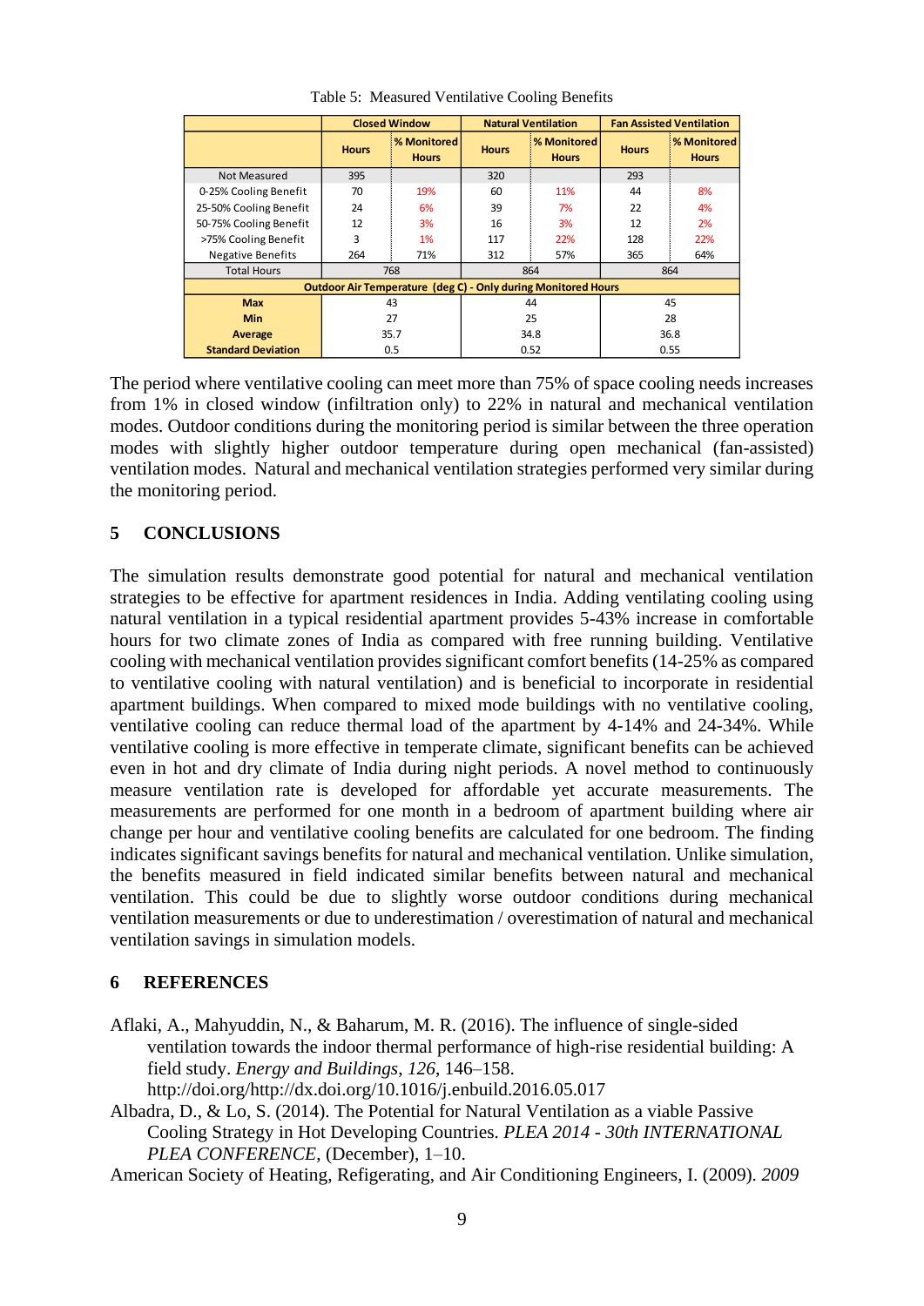Table 5: Measured Ventilative Cooling Benefits

| | Closed Window | | Natural Ventilation | | Fan Assisted Ventilation | |
|---|---|---|---|---|---|---|
| | Hours | % Monitored Hours | Hours | % Monitored Hours | Hours | % Monitored Hours |
| Not Measured | 395 | | 320 | | 293 | |
| 0-25% Cooling Benefit | 70 | 19% | 60 | 11% | 44 | 8% |
| 25-50% Cooling Benefit | 24 | 6% | 39 | 7% | 22 | 4% |
| 50-75% Cooling Benefit | 12 | 3% | 16 | 3% | 12 | 2% |
| >75% Cooling Benefit | 3 | 1% | 117 | 22% | 128 | 22% |
| Negative Benefits | 264 | 71% | 312 | 57% | 365 | 64% |
| Total Hours | 768 | | 864 | | 864 | |
| **Outdoor Air Temperature (deg C) - Only during Monitored Hours** | | | | | | |
| **Max** | 43 | | 44 | | 45 | |
| **Min** | 27 | | 25 | | 28 | |
| **Average** | 35.7 | | 34.8 | | 36.8 | |
| **Standard Deviation** | 0.5 | | 0.52 | | 0.55 | |

The period where ventilative cooling can meet more than 75% of space cooling needs increases from 1% in closed window (infiltration only) to 22% in natural and mechanical ventilation modes. Outdoor conditions during the monitoring period is similar between the three operation modes with slightly higher outdoor temperature during open mechanical (fan-assisted) ventilation modes. Natural and mechanical ventilation strategies performed very similar during the monitoring period.

## 5 CONCLUSIONS

The simulation results demonstrate good potential for natural and mechanical ventilation strategies to be effective for apartment residences in India. Adding ventilating cooling using natural ventilation in a typical residential apartment provides 5-43% increase in comfortable hours for two climate zones of India as compared with free running building. Ventilative cooling with mechanical ventilation provides significant comfort benefits (14-25% as compared to ventilative cooling with natural ventilation) and is beneficial to incorporate in residential apartment buildings. When compared to mixed mode buildings with no ventilative cooling, ventilative cooling can reduce thermal load of the apartment by 4-14% and 24-34%. While ventilative cooling is more effective in temperate climate, significant benefits can be achieved even in hot and dry climate of India during night periods. A novel method to continuously measure ventilation rate is developed for affordable yet accurate measurements. The measurements are performed for one month in a bedroom of apartment building where air change per hour and ventilative cooling benefits are calculated for one bedroom. The finding indicates significant savings benefits for natural and mechanical ventilation. Unlike simulation, the benefits measured in field indicated similar benefits between natural and mechanical ventilation. This could be due to slightly worse outdoor conditions during mechanical ventilation measurements or due to underestimation / overestimation of natural and mechanical ventilation savings in simulation models.

## 6 REFERENCES

Aflaki, A., Mahyuddin, N., & Baharum, M. R. (2016). The influence of single-sided ventilation towards the indoor thermal performance of high-rise residential building: A field study. *Energy and Buildings*, *126*, 146–158. http://doi.org/http://dx.doi.org/10.1016/j.enbuild.2016.05.017

Albadra, D., & Lo, S. (2014). The Potential for Natural Ventilation as a viable Passive Cooling Strategy in Hot Developing Countries. *PLEA 2014 - 30th INTERNATIONAL PLEA CONFERENCE*, (December), 1–10.

American Society of Heating, Refigerating, and Air Conditioning Engineers, I. (2009). *2009*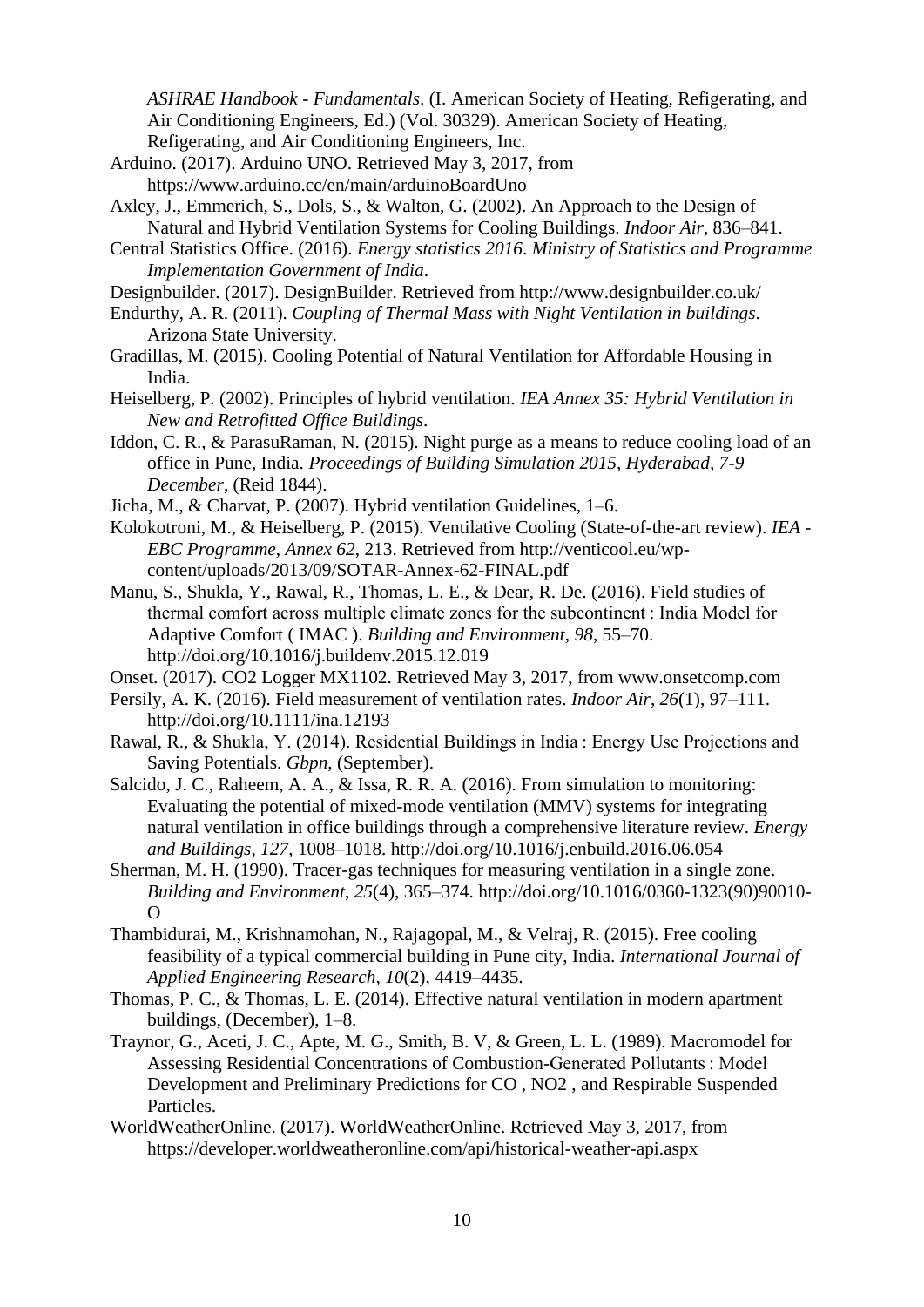*ASHRAE Handbook - Fundamentals*. (I. American Society of Heating, Refigerating, and Air Conditioning Engineers, Ed.) (Vol. 30329). American Society of Heating, Refigerating, and Air Conditioning Engineers, Inc.

Arduino. (2017). Arduino UNO. Retrieved May 3, 2017, from https://www.arduino.cc/en/main/arduinoBoardUno

Axley, J., Emmerich, S., Dols, S., & Walton, G. (2002). An Approach to the Design of Natural and Hybrid Ventilation Systems for Cooling Buildings. *Indoor Air*, 836–841.

Central Statistics Office. (2016). *Energy statistics 2016*. *Ministry of Statistics and Programme Implementation Government of India*.

Designbuilder. (2017). DesignBuilder. Retrieved from http://www.designbuilder.co.uk/

Endurthy, A. R. (2011). *Coupling of Thermal Mass with Night Ventilation in buildings*. Arizona State University.

Gradillas, M. (2015). Cooling Potential of Natural Ventilation for Affordable Housing in India.

Heiselberg, P. (2002). Principles of hybrid ventilation. *IEA Annex 35: Hybrid Ventilation in New and Retrofitted Office Buildings*.

Iddon, C. R., & ParasuRaman, N. (2015). Night purge as a means to reduce cooling load of an office in Pune, India. *Proceedings of Building Simulation 2015, Hyderabad, 7-9 December*, (Reid 1844).

Jicha, M., & Charvat, P. (2007). Hybrid ventilation Guidelines, 1–6.

Kolokotroni, M., & Heiselberg, P. (2015). Ventilative Cooling (State-of-the-art review). *IEA - EBC Programme, Annex 62*, 213. Retrieved from http://venticool.eu/wp-content/uploads/2013/09/SOTAR-Annex-62-FINAL.pdf

Manu, S., Shukla, Y., Rawal, R., Thomas, L. E., & Dear, R. De. (2016). Field studies of thermal comfort across multiple climate zones for the subcontinent : India Model for Adaptive Comfort ( IMAC ). *Building and Environment*, *98*, 55–70. http://doi.org/10.1016/j.buildenv.2015.12.019

Onset. (2017). CO2 Logger MX1102. Retrieved May 3, 2017, from www.onsetcomp.com

Persily, A. K. (2016). Field measurement of ventilation rates. *Indoor Air*, *26*(1), 97–111. http://doi.org/10.1111/ina.12193

Rawal, R., & Shukla, Y. (2014). Residential Buildings in India : Energy Use Projections and Saving Potentials. *Gbpn*, (September).

Salcido, J. C., Raheem, A. A., & Issa, R. R. A. (2016). From simulation to monitoring: Evaluating the potential of mixed-mode ventilation (MMV) systems for integrating natural ventilation in office buildings through a comprehensive literature review. *Energy and Buildings*, *127*, 1008–1018. http://doi.org/10.1016/j.enbuild.2016.06.054

Sherman, M. H. (1990). Tracer-gas techniques for measuring ventilation in a single zone. *Building and Environment*, *25*(4), 365–374. http://doi.org/10.1016/0360-1323(90)90010-O

Thambidurai, M., Krishnamohan, N., Rajagopal, M., & Velraj, R. (2015). Free cooling feasibility of a typical commercial building in Pune city, India. *International Journal of Applied Engineering Research*, *10*(2), 4419–4435.

Thomas, P. C., & Thomas, L. E. (2014). Effective natural ventilation in modern apartment buildings, (December), 1–8.

Traynor, G., Aceti, J. C., Apte, M. G., Smith, B. V, & Green, L. L. (1989). Macromodel for Assessing Residential Concentrations of Combustion-Generated Pollutants : Model Development and Preliminary Predictions for CO , NO2 , and Respirable Suspended Particles.

WorldWeatherOnline. (2017). WorldWeatherOnline. Retrieved May 3, 2017, from https://developer.worldweatheronline.com/api/historical-weather-api.aspx